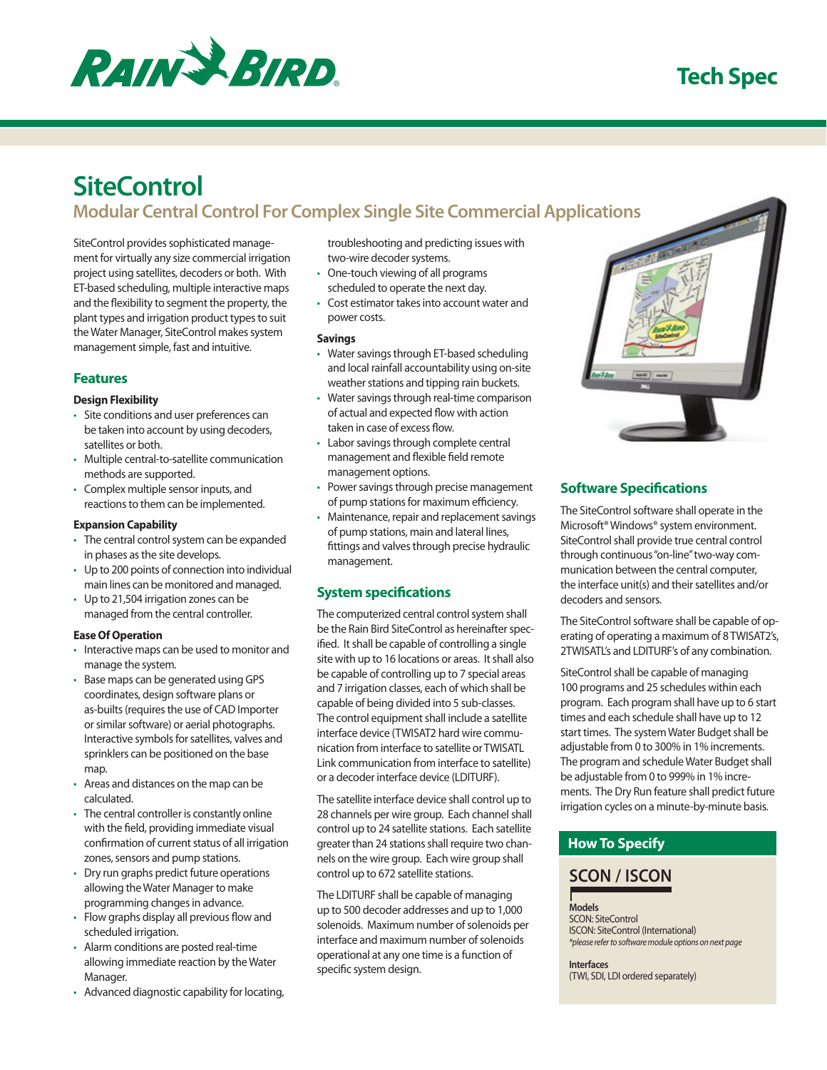# SiteControl

## Modular Central Control For Complex Single Site Commercial Applications

SiteControl provides sophisticated management for virtually any size commercial irrigation project using satellites, decoders or both. With ET-based scheduling, multiple interactive maps and the flexibility to segment the property, the plant types and irrigation product types to suit the Water Manager, SiteControl makes system management simple, fast and intuitive.

### Features

**Design Flexibility**

- Site conditions and user preferences can be taken into account by using decoders, satellites or both.
- Multiple central-to-satellite communication methods are supported.
- Complex multiple sensor inputs, and reactions to them can be implemented.

**Expansion Capability**

- The central control system can be expanded in phases as the site develops.
- Up to 200 points of connection into individual main lines can be monitored and managed.
- Up to 21,504 irrigation zones can be managed from the central controller.

**Ease Of Operation**

- Interactive maps can be used to monitor and manage the system.
- Base maps can be generated using GPS coordinates, design software plans or as-builts (requires the use of CAD Importer or similar software) or aerial photographs. Interactive symbols for satellites, valves and sprinklers can be positioned on the base map.
- Areas and distances on the map can be calculated.
- The central controller is constantly online with the field, providing immediate visual confirmation of current status of all irrigation zones, sensors and pump stations.
- Dry run graphs predict future operations allowing the Water Manager to make programming changes in advance.
- Flow graphs display all previous flow and scheduled irrigation.
- Alarm conditions are posted real-time allowing immediate reaction by the Water Manager.
- Advanced diagnostic capability for locating, troubleshooting and predicting issues with two-wire decoder systems.
- One-touch viewing of all programs scheduled to operate the next day.
- Cost estimator takes into account water and power costs.

**Savings**

- Water savings through ET-based scheduling and local rainfall accountability using on-site weather stations and tipping rain buckets.
- Water savings through real-time comparison of actual and expected flow with action taken in case of excess flow.
- Labor savings through complete central management and flexible field remote management options.
- Power savings through precise management of pump stations for maximum efficiency.
- Maintenance, repair and replacement savings of pump stations, main and lateral lines, fittings and valves through precise hydraulic management.

### System specifications

The computerized central control system shall be the Rain Bird SiteControl as hereinafter specified. It shall be capable of controlling a single site with up to 16 locations or areas. It shall also be capable of controlling up to 7 special areas and 7 irrigation classes, each of which shall be capable of being divided into 5 sub-classes. The control equipment shall include a satellite interface device (TWISAT2 hard wire communication from interface to satellite or TWISATL Link communication from interface to satellite) or a decoder interface device (LDITURF).

The satellite interface device shall control up to 28 channels per wire group. Each channel shall control up to 24 satellite stations. Each satellite greater than 24 stations shall require two channels on the wire group. Each wire group shall control up to 672 satellite stations.

The LDITURF shall be capable of managing up to 500 decoder addresses and up to 1,000 solenoids. Maximum number of solenoids per interface and maximum number of solenoids operational at any one time is a function of specific system design.

### Software Specifications

The SiteControl software shall operate in the Microsoft® Windows® system environment. SiteControl shall provide true central control through continuous "on-line" two-way communication between the central computer, the interface unit(s) and their satellites and/or decoders and sensors.

The SiteControl software shall be capable of operating of operating a maximum of 8 TWISAT2's, 2TWISATL's and LDITURF's of any combination.

SiteControl shall be capable of managing 100 programs and 25 schedules within each program. Each program shall have up to 6 start times and each schedule shall have up to 12 start times. The system Water Budget shall be adjustable from 0 to 300% in 1% increments. The program and schedule Water Budget shall be adjustable from 0 to 999% in 1% increments. The Dry Run feature shall predict future irrigation cycles on a minute-by-minute basis.

### How To Specify

**SCON / ISCON**

**Models**
SCON: SiteControl
ISCON: SiteControl (International)
*\*please refer to software module options on next page*

**Interfaces**
(TWI, SDI, LDI ordered separately)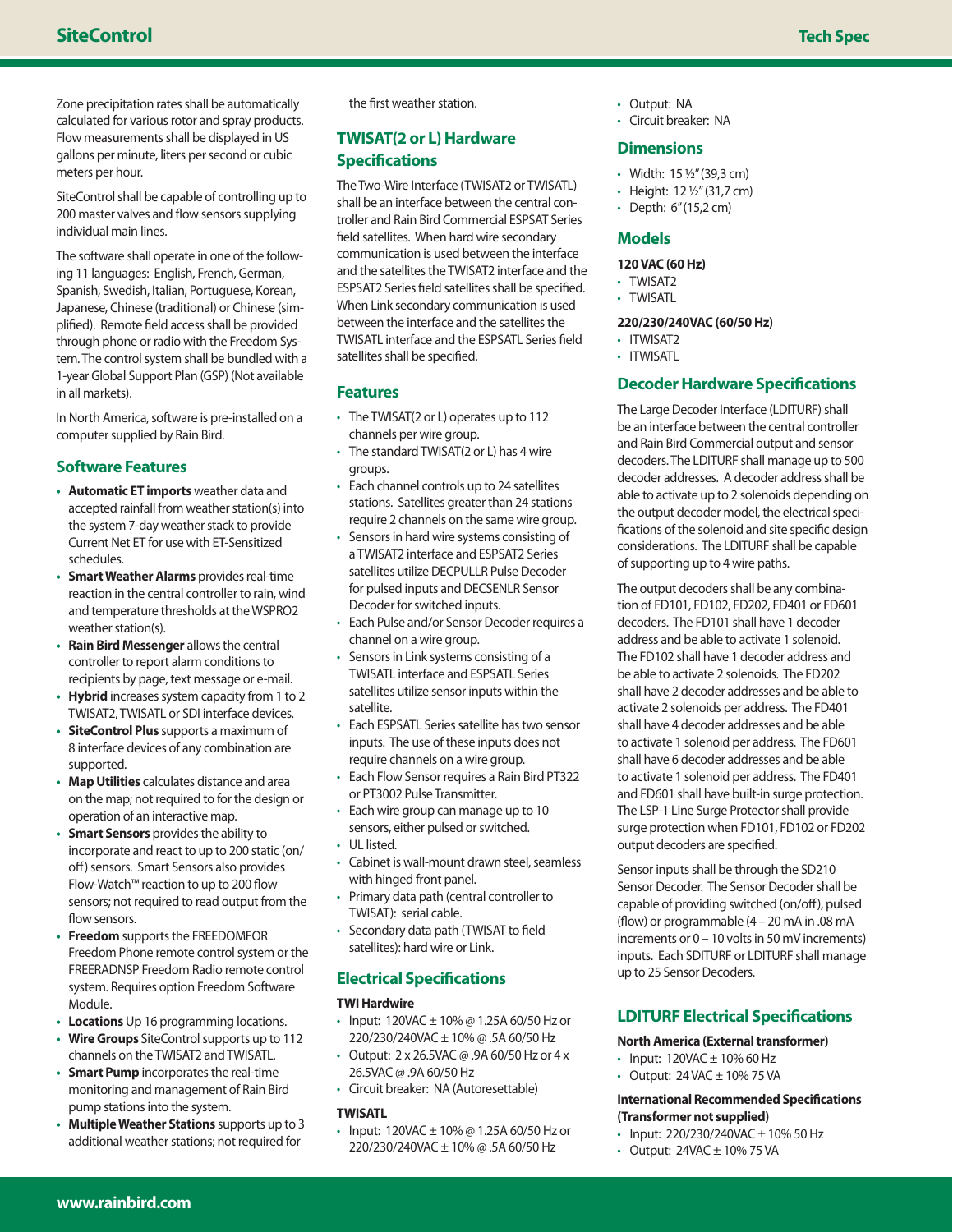Zone precipitation rates shall be automatically calculated for various rotor and spray products. Flow measurements shall be displayed in US gallons per minute, liters per second or cubic meters per hour.

SiteControl shall be capable of controlling up to 200 master valves and flow sensors supplying individual main lines.

The software shall operate in one of the following 11 languages: English, French, German, Spanish, Swedish, Italian, Portuguese, Korean, Japanese, Chinese (traditional) or Chinese (simplified). Remote field access shall be provided through phone or radio with the Freedom System. The control system shall be bundled with a 1-year Global Support Plan (GSP) (Not available in all markets).

In North America, software is pre-installed on a computer supplied by Rain Bird.

## Software Features

- **Automatic ET imports** weather data and accepted rainfall from weather station(s) into the system 7-day weather stack to provide Current Net ET for use with ET-Sensitized schedules.
- **Smart Weather Alarms** provides real-time reaction in the central controller to rain, wind and temperature thresholds at the WSPRO2 weather station(s).
- **Rain Bird Messenger** allows the central controller to report alarm conditions to recipients by page, text message or e-mail.
- **Hybrid** increases system capacity from 1 to 2 TWISAT2, TWISATL or SDI interface devices.
- **SiteControl Plus** supports a maximum of 8 interface devices of any combination are supported.
- **Map Utilities** calculates distance and area on the map; not required to for the design or operation of an interactive map.
- **Smart Sensors** provides the ability to incorporate and react to up to 200 static (on/off) sensors. Smart Sensors also provides Flow-Watch™ reaction to up to 200 flow sensors; not required to read output from the flow sensors.
- **Freedom** supports the FREEDOMFOR Freedom Phone remote control system or the FREERADNSP Freedom Radio remote control system. Requires option Freedom Software Module.
- **Locations** Up 16 programming locations.
- **Wire Groups** SiteControl supports up to 112 channels on the TWISAT2 and TWISATL.
- **Smart Pump** incorporates the real-time monitoring and management of Rain Bird pump stations into the system.
- **Multiple Weather Stations** supports up to 3 additional weather stations; not required for the first weather station.

## TWISAT(2 or L) Hardware Specifications

The Two-Wire Interface (TWISAT2 or TWISATL) shall be an interface between the central controller and Rain Bird Commercial ESPSAT Series field satellites. When hard wire secondary communication is used between the interface and the satellites the TWISAT2 interface and the ESPSAT2 Series field satellites shall be specified. When Link secondary communication is used between the interface and the satellites the TWISATL interface and the ESPSATL Series field satellites shall be specified.

## Features

- The TWISAT(2 or L) operates up to 112 channels per wire group.
- The standard TWISAT(2 or L) has 4 wire groups.
- Each channel controls up to 24 satellites stations. Satellites greater than 24 stations require 2 channels on the same wire group.
- Sensors in hard wire systems consisting of a TWISAT2 interface and ESPSAT2 Series satellites utilize DECPULLR Pulse Decoder for pulsed inputs and DECSENLR Sensor Decoder for switched inputs.
- Each Pulse and/or Sensor Decoder requires a channel on a wire group.
- Sensors in Link systems consisting of a TWISATL interface and ESPSATL Series satellites utilize sensor inputs within the satellite.
- Each ESPSATL Series satellite has two sensor inputs. The use of these inputs does not require channels on a wire group.
- Each Flow Sensor requires a Rain Bird PT322 or PT3002 Pulse Transmitter.
- Each wire group can manage up to 10 sensors, either pulsed or switched.
- UL listed.
- Cabinet is wall-mount drawn steel, seamless with hinged front panel.
- Primary data path (central controller to TWISAT): serial cable.
- Secondary data path (TWISAT to field satellites): hard wire or Link.

## Electrical Specifications

**TWI Hardware**

- Input: 120VAC ± 10% @ 1.25A 60/50 Hz or 220/230/240VAC ± 10% @ .5A 60/50 Hz
- Output: 2 x 26.5VAC @ .9A 60/50 Hz or 4 x 26.5VAC @ .9A 60/50 Hz
- Circuit breaker: NA (Autoresettable)

**TWISATL**

- Input: 120VAC ± 10% @ 1.25A 60/50 Hz or 220/230/240VAC ± 10% @ .5A 60/50 Hz
- Output: NA
- Circuit breaker: NA

## Dimensions

- Width: 15 ½" (39,3 cm)
- Height: 12 ½" (31,7 cm)
- Depth: 6" (15,2 cm)

## Models

**120 VAC (60 Hz)**

- TWISAT2
- TWISATL

**220/230/240VAC (60/50 Hz)**

- ITWISAT2
- ITWISATL

## Decoder Hardware Specifications

The Large Decoder Interface (LDITURF) shall be an interface between the central controller and Rain Bird Commercial output and sensor decoders. The LDITURF shall manage up to 500 decoder addresses. A decoder address shall be able to activate up to 2 solenoids depending on the output decoder model, the electrical specifications of the solenoid and site specific design considerations. The LDITURF shall be capable of supporting up to 4 wire paths.

The output decoders shall be any combination of FD101, FD102, FD202, FD401 or FD601 decoders. The FD101 shall have 1 decoder address and be able to activate 1 solenoid. The FD102 shall have 1 decoder address and be able to activate 2 solenoids. The FD202 shall have 2 decoder addresses and be able to activate 2 solenoids per address. The FD401 shall have 4 decoder addresses and be able to activate 1 solenoid per address. The FD601 shall have 6 decoder addresses and be able to activate 1 solenoid per address. The FD401 and FD601 shall have built-in surge protection. The LSP-1 Line Surge Protector shall provide surge protection when FD101, FD102 or FD202 output decoders are specified.

Sensor inputs shall be through the SD210 Sensor Decoder. The Sensor Decoder shall be capable of providing switched (on/off), pulsed (flow) or programmable (4 – 20 mA in .08 mA increments or 0 – 10 volts in 50 mV increments) inputs. Each SDITURF or LDITURF shall manage up to 25 Sensor Decoders.

## LDITURF Electrical Specifications

**North America (External transformer)**

- Input: 120VAC ± 10% 60 Hz
- Output: 24 VAC ± 10% 75 VA

**International Recommended Specifications (Transformer not supplied)**

- Input: 220/230/240VAC ± 10% 50 Hz
- Output: 24VAC ± 10% 75 VA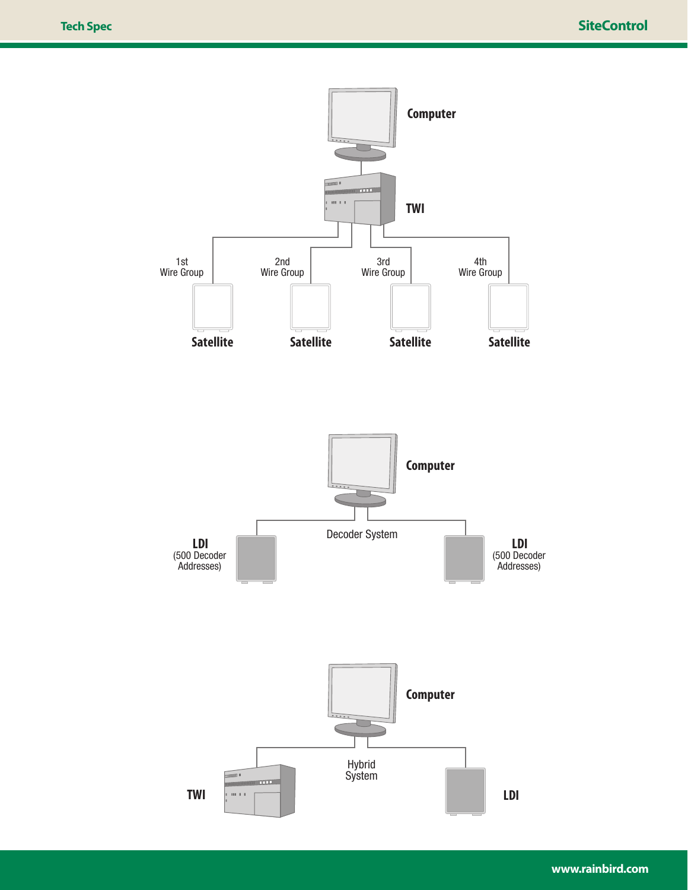Computer

TWI

1st Wire Group — Satellite

2nd Wire Group — Satellite

3rd Wire Group — Satellite

4th Wire Group — Satellite

Computer

Decoder System

LDI (500 Decoder Addresses)

LDI (500 Decoder Addresses)

Computer

Hybrid System

TWI

LDI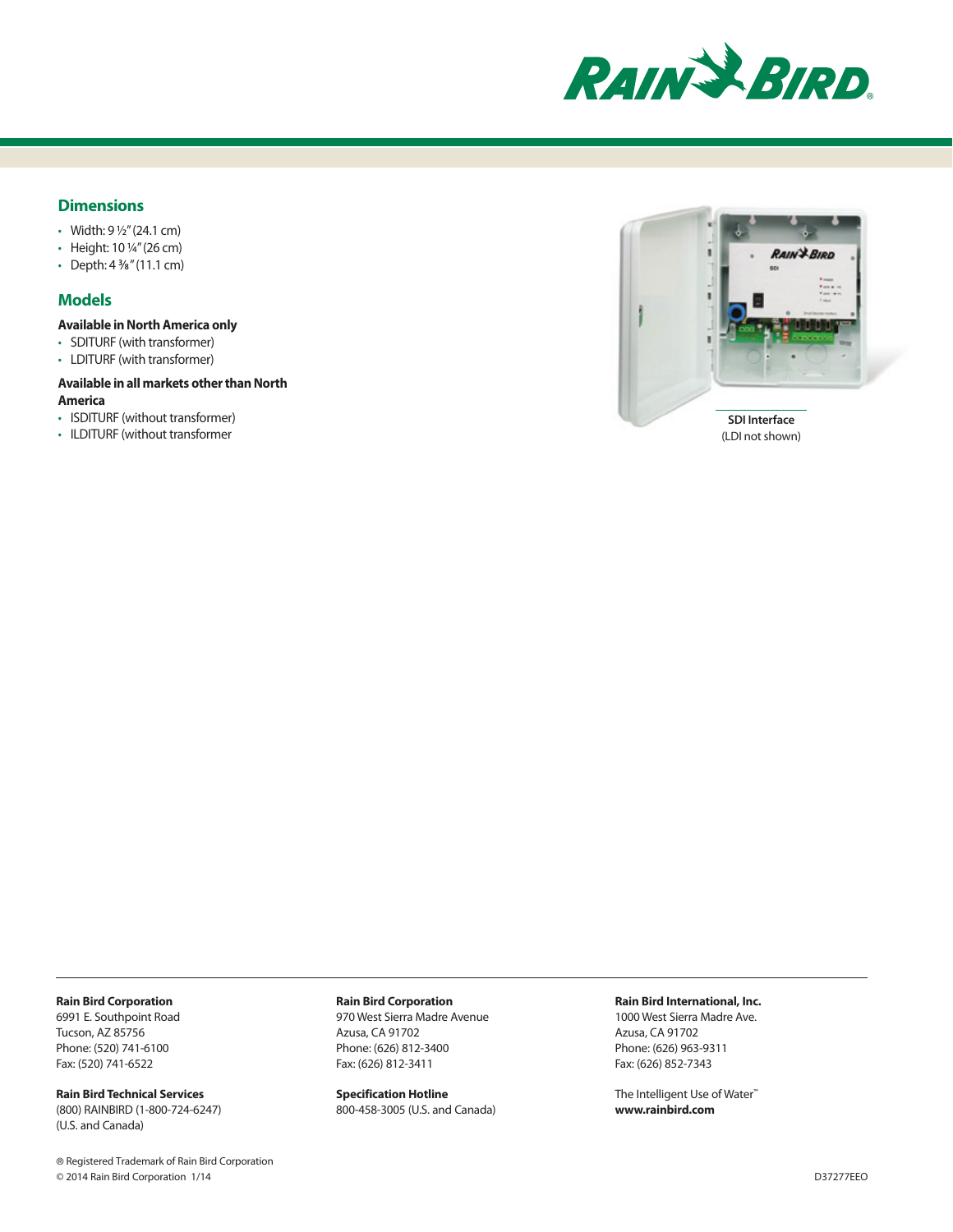## Dimensions

- Width: 9 ½" (24.1 cm)
- Height: 10 ¼" (26 cm)
- Depth: 4 ⅜" (11.1 cm)

## Models

**Available in North America only**

- SDITURF (with transformer)
- LDITURF (with transformer)

**Available in all markets other than North America**

- ISDITURF (without transformer)
- ILDITURF (without transformer

**SDI Interface**
(LDI not shown)

---

**Rain Bird Corporation**
6991 E. Southpoint Road
Tucson, AZ 85756
Phone: (520) 741-6100
Fax: (520) 741-6522

**Rain Bird Technical Services**
(800) RAINBIRD (1-800-724-6247)
(U.S. and Canada)

**Rain Bird Corporation**
970 West Sierra Madre Avenue
Azusa, CA 91702
Phone: (626) 812-3400
Fax: (626) 812-3411

**Specification Hotline**
800-458-3005 (U.S. and Canada)

**Rain Bird International, Inc.**
1000 West Sierra Madre Ave.
Azusa, CA 91702
Phone: (626) 963-9311
Fax: (626) 852-7343

The Intelligent Use of Water™
**www.rainbird.com**

® Registered Trademark of Rain Bird Corporation
© 2014 Rain Bird Corporation 1/14

D37277EEO